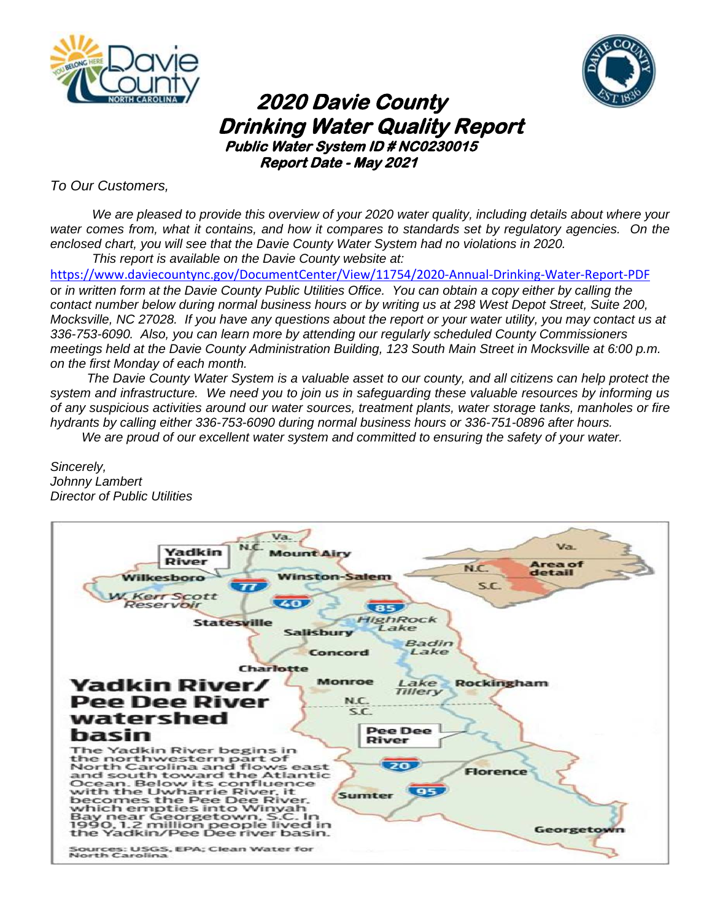# 2020 Davie County Drinking Water Quality Report

**Public Water System ID # NC0230015**

**Report Date - May 2021**

*To Our Customers,*

*We are pleased to provide this overview of your 2020 water quality, including details about where your water comes from, what it contains, and how it compares to standards set by regulatory agencies. On the enclosed chart, you will see that the Davie County Water System had no violations in 2020.*

*This report is available on the Davie County website at:*

https://www.daviecountync.gov/DocumentCenter/View/11754/2020-Annual-Drinking-Water-Report-PDF or *in written form at the Davie County Public Utilities Office. You can obtain a copy either by calling the contact number below during normal business hours or by writing us at 298 West Depot Street, Suite 200, Mocksville, NC 27028. If you have any questions about the report or your water utility, you may contact us at 336-753-6090. Also, you can learn more by attending our regularly scheduled County Commissioners meetings held at the Davie County Administration Building, 123 South Main Street in Mocksville at 6:00 p.m. on the first Monday of each month.*

*The Davie County Water System is a valuable asset to our county, and all citizens can help protect the system and infrastructure. We need you to join us in safeguarding these valuable resources by informing us of any suspicious activities around our water sources, treatment plants, water storage tanks, manholes or fire hydrants by calling either 336-753-6090 during normal business hours or 336-751-0896 after hours.*

*We are proud of our excellent water system and committed to ensuring the safety of your water.*

*Sincerely,*
*Johnny Lambert*
*Director of Public Utilities*

**Yadkin River/ Pee Dee River watershed basin**

The Yadkin River begins in the northwestern part of North Carolina and flows east and south toward the Atlantic Ocean. Below its confluence with the Uwharrie River, it becomes the Pee Dee River, which empties into Winyah Bay near Georgetown, S.C. In 1990, 1.2 million people lived in the Yadkin/Pee Dee river basin.

Sources: USGS, EPA; Clean Water for North Carolina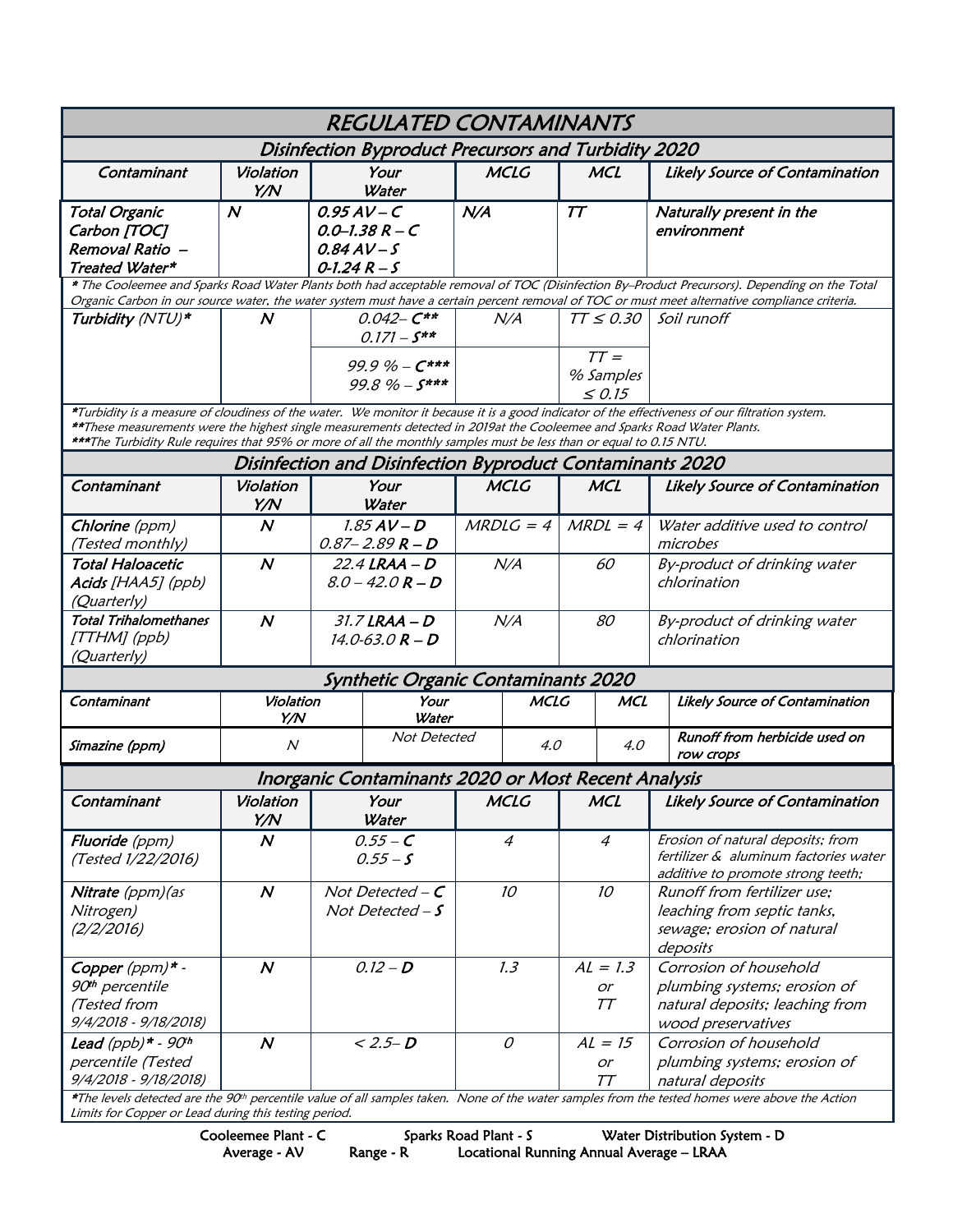# REGULATED CONTAMINANTS

## Disinfection Byproduct Precursors and Turbidity 2020

| Contaminant | Violation Y/N | Your Water | MCLG | MCL | Likely Source of Contamination |
|---|---|---|---|---|---|
| Total Organic Carbon [TOC] Removal Ratio – Treated Water* | N | 0.95 AV – C<br>0.0–1.38 R – C<br>0.84 AV – S<br>0-1.24 R – S | N/A | TT | Naturally present in the environment |

* The Cooleemee and Sparks Road Water Plants both had acceptable removal of TOC (Disinfection By–Product Precursors). Depending on the Total Organic Carbon in our source water, the water system must have a certain percent removal of TOC or must meet alternative compliance criteria.

| Contaminant | Violation Y/N | Your Water | MCLG | MCL | Likely Source of Contamination |
|---|---|---|---|---|---|
| Turbidity (NTU)* | N | 0.042– C**<br>0.171 – S** | N/A | TT ≤ 0.30 | Soil runoff |
| | | 99.9 % – C***<br>99.8 % – S*** | | TT = % Samples ≤ 0.15 | |

*Turbidity is a measure of cloudiness of the water. We monitor it because it is a good indicator of the effectiveness of our filtration system.
**These measurements were the highest single measurements detected in 2019at the Cooleemee and Sparks Road Water Plants.
***The Turbidity Rule requires that 95% or more of all the monthly samples must be less than or equal to 0.15 NTU.

## Disinfection and Disinfection Byproduct Contaminants 2020

| Contaminant | Violation Y/N | Your Water | MCLG | MCL | Likely Source of Contamination |
|---|---|---|---|---|---|
| **Chlorine** (ppm) (Tested monthly) | N | 1.85 **AV – D**<br>0.87– 2.89 **R – D** | MRDLG = 4 | MRDL = 4 | Water additive used to control microbes |
| **Total Haloacetic Acids** [HAA5] (ppb) (Quarterly) | N | 22.4 **LRAA – D**<br>8.0 – 42.0 **R – D** | N/A | 60 | By-product of drinking water chlorination |
| **Total Trihalomethanes** [TTHM] (ppb) (Quarterly) | N | 31.7 **LRAA – D**<br>14.0-63.0 **R – D** | N/A | 80 | By-product of drinking water chlorination |

## Synthetic Organic Contaminants 2020

| Contaminant | Violation Y/N | Your Water | MCLG | MCL | Likely Source of Contamination |
|---|---|---|---|---|---|
| Simazine (ppm) | N | Not Detected | 4.0 | 4.0 | Runoff from herbicide used on row crops |

## Inorganic Contaminants 2020 or Most Recent Analysis

| Contaminant | Violation Y/N | Your Water | MCLG | MCL | Likely Source of Contamination |
|---|---|---|---|---|---|
| **Fluoride** (ppm) (Tested 1/22/2016) | N | 0.55 – **C**<br>0.55 – **S** | 4 | 4 | Erosion of natural deposits; from fertilizer & aluminum factories water additive to promote strong teeth; |
| **Nitrate** (ppm)(as Nitrogen) (2/2/2016) | N | Not Detected – **C**<br>Not Detected – **S** | 10 | 10 | Runoff from fertilizer use; leaching from septic tanks, sewage; erosion of natural deposits |
| **Copper** (ppm)* - 90th percentile (Tested from 9/4/2018 - 9/18/2018) | N | 0.12 – **D** | 1.3 | AL = 1.3 or TT | Corrosion of household plumbing systems; erosion of natural deposits; leaching from wood preservatives |
| **Lead** (ppb)* - 90th percentile (Tested 9/4/2018 - 9/18/2018) | N | < 2.5– **D** | 0 | AL = 15 or TT | Corrosion of household plumbing systems; erosion of natural deposits |

*The levels detected are the 90th percentile value of all samples taken. None of the water samples from the tested homes were above the Action Limits for Copper or Lead during this testing period.

Cooleemee Plant - C Sparks Road Plant - S Water Distribution System - D
Average - AV Range - R Locational Running Annual Average – LRAA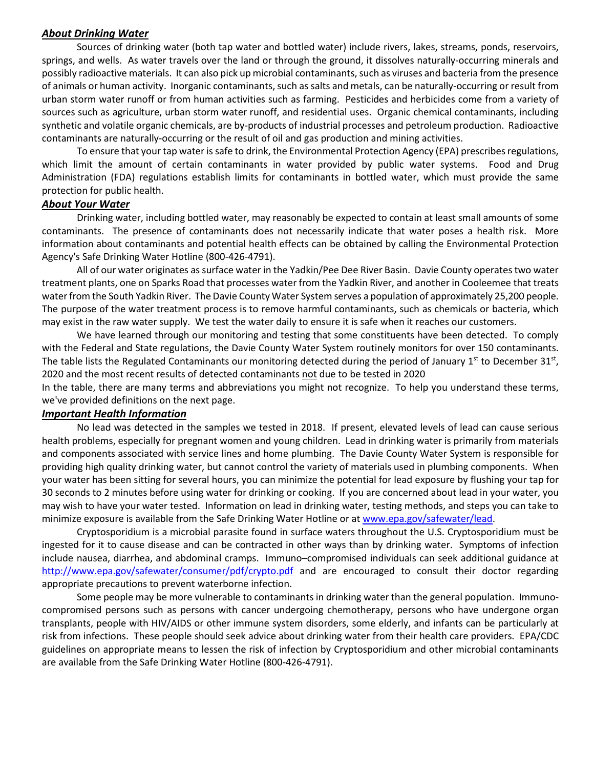## ***About Drinking Water***

Sources of drinking water (both tap water and bottled water) include rivers, lakes, streams, ponds, reservoirs, springs, and wells. As water travels over the land or through the ground, it dissolves naturally-occurring minerals and possibly radioactive materials. It can also pick up microbial contaminants, such as viruses and bacteria from the presence of animals or human activity. Inorganic contaminants, such as salts and metals, can be naturally-occurring or result from urban storm water runoff or from human activities such as farming. Pesticides and herbicides come from a variety of sources such as agriculture, urban storm water runoff, and residential uses. Organic chemical contaminants, including synthetic and volatile organic chemicals, are by-products of industrial processes and petroleum production. Radioactive contaminants are naturally-occurring or the result of oil and gas production and mining activities.

To ensure that your tap water is safe to drink, the Environmental Protection Agency (EPA) prescribes regulations, which limit the amount of certain contaminants in water provided by public water systems. Food and Drug Administration (FDA) regulations establish limits for contaminants in bottled water, which must provide the same protection for public health.

## ***About Your Water***

Drinking water, including bottled water, may reasonably be expected to contain at least small amounts of some contaminants. The presence of contaminants does not necessarily indicate that water poses a health risk. More information about contaminants and potential health effects can be obtained by calling the Environmental Protection Agency's Safe Drinking Water Hotline (800-426-4791).

All of our water originates as surface water in the Yadkin/Pee Dee River Basin. Davie County operates two water treatment plants, one on Sparks Road that processes water from the Yadkin River, and another in Cooleemee that treats water from the South Yadkin River. The Davie County Water System serves a population of approximately 25,200 people. The purpose of the water treatment process is to remove harmful contaminants, such as chemicals or bacteria, which may exist in the raw water supply. We test the water daily to ensure it is safe when it reaches our customers.

We have learned through our monitoring and testing that some constituents have been detected. To comply with the Federal and State regulations, the Davie County Water System routinely monitors for over 150 contaminants. The table lists the Regulated Contaminants our monitoring detected during the period of January 1st to December 31st, 2020 and the most recent results of detected contaminants <u>not</u> due to be tested in 2020

In the table, there are many terms and abbreviations you might not recognize. To help you understand these terms, we've provided definitions on the next page.

## ***Important Health Information***

No lead was detected in the samples we tested in 2018. If present, elevated levels of lead can cause serious health problems, especially for pregnant women and young children. Lead in drinking water is primarily from materials and components associated with service lines and home plumbing. The Davie County Water System is responsible for providing high quality drinking water, but cannot control the variety of materials used in plumbing components. When your water has been sitting for several hours, you can minimize the potential for lead exposure by flushing your tap for 30 seconds to 2 minutes before using water for drinking or cooking. If you are concerned about lead in your water, you may wish to have your water tested. Information on lead in drinking water, testing methods, and steps you can take to minimize exposure is available from the Safe Drinking Water Hotline or at [www.epa.gov/safewater/lead](www.epa.gov/safewater/lead).

Cryptosporidium is a microbial parasite found in surface waters throughout the U.S. Cryptosporidium must be ingested for it to cause disease and can be contracted in other ways than by drinking water. Symptoms of infection include nausea, diarrhea, and abdominal cramps. Immuno–compromised individuals can seek additional guidance at [http://www.epa.gov/safewater/consumer/pdf/crypto.pdf](http://www.epa.gov/safewater/consumer/pdf/crypto.pdf) and are encouraged to consult their doctor regarding appropriate precautions to prevent waterborne infection.

Some people may be more vulnerable to contaminants in drinking water than the general population. Immuno-compromised persons such as persons with cancer undergoing chemotherapy, persons who have undergone organ transplants, people with HIV/AIDS or other immune system disorders, some elderly, and infants can be particularly at risk from infections. These people should seek advice about drinking water from their health care providers. EPA/CDC guidelines on appropriate means to lessen the risk of infection by Cryptosporidium and other microbial contaminants are available from the Safe Drinking Water Hotline (800-426-4791).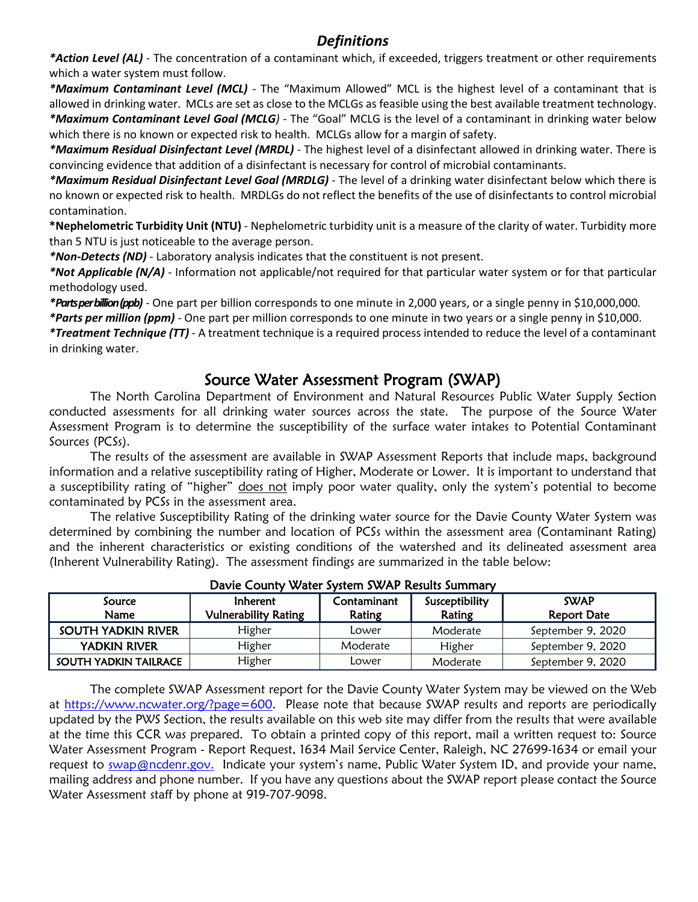## Definitions

***Action Level (AL)*** - The concentration of a contaminant which, if exceeded, triggers treatment or other requirements which a water system must follow.

***Maximum Contaminant Level (MCL)*** - The "Maximum Allowed" MCL is the highest level of a contaminant that is allowed in drinking water. MCLs are set as close to the MCLGs as feasible using the best available treatment technology.

***Maximum Contaminant Level Goal (MCLG)*** - The "Goal" MCLG is the level of a contaminant in drinking water below which there is no known or expected risk to health. MCLGs allow for a margin of safety.

***Maximum Residual Disinfectant Level (MRDL)*** - The highest level of a disinfectant allowed in drinking water. There is convincing evidence that addition of a disinfectant is necessary for control of microbial contaminants.

***Maximum Residual Disinfectant Level Goal (MRDLG)*** - The level of a drinking water disinfectant below which there is no known or expected risk to health. MRDLGs do not reflect the benefits of the use of disinfectants to control microbial contamination.

**\*Nephelometric Turbidity Unit (NTU)** - Nephelometric turbidity unit is a measure of the clarity of water. Turbidity more than 5 NTU is just noticeable to the average person.

***Non-Detects (ND)*** - Laboratory analysis indicates that the constituent is not present.

***Not Applicable (N/A)*** - Information not applicable/not required for that particular water system or for that particular methodology used.

***Parts per billion (ppb)*** - One part per billion corresponds to one minute in 2,000 years, or a single penny in $10,000,000.

***Parts per million (ppm)*** - One part per million corresponds to one minute in two years or a single penny in $10,000.

***Treatment Technique (TT)*** - A treatment technique is a required process intended to reduce the level of a contaminant in drinking water.

## Source Water Assessment Program (SWAP)

The North Carolina Department of Environment and Natural Resources Public Water Supply Section conducted assessments for all drinking water sources across the state. The purpose of the Source Water Assessment Program is to determine the susceptibility of the surface water intakes to Potential Contaminant Sources (PCSs).

The results of the assessment are available in SWAP Assessment Reports that include maps, background information and a relative susceptibility rating of Higher, Moderate or Lower. It is important to understand that a susceptibility rating of "higher" does not imply poor water quality, only the system's potential to become contaminated by PCSs in the assessment area.

The relative Susceptibility Rating of the drinking water source for the Davie County Water System was determined by combining the number and location of PCSs within the assessment area (Contaminant Rating) and the inherent characteristics or existing conditions of the watershed and its delineated assessment area (Inherent Vulnerability Rating). The assessment findings are summarized in the table below:

**Davie County Water System SWAP Results Summary**

| Source Name | Inherent Vulnerability Rating | Contaminant Rating | Susceptibility Rating | SWAP Report Date |
|---|---|---|---|---|
| SOUTH YADKIN RIVER | Higher | Lower | Moderate | September 9, 2020 |
| YADKIN RIVER | Higher | Moderate | Higher | September 9, 2020 |
| SOUTH YADKIN TAILRACE | Higher | Lower | Moderate | September 9, 2020 |

The complete SWAP Assessment report for the Davie County Water System may be viewed on the Web at https://www.ncwater.org/?page=600. Please note that because SWAP results and reports are periodically updated by the PWS Section, the results available on this web site may differ from the results that were available at the time this CCR was prepared. To obtain a printed copy of this report, mail a written request to: Source Water Assessment Program - Report Request, 1634 Mail Service Center, Raleigh, NC 27699-1634 or email your request to swap@ncdenr.gov. Indicate your system's name, Public Water System ID, and provide your name, mailing address and phone number. If you have any questions about the SWAP report please contact the Source Water Assessment staff by phone at 919-707-9098.